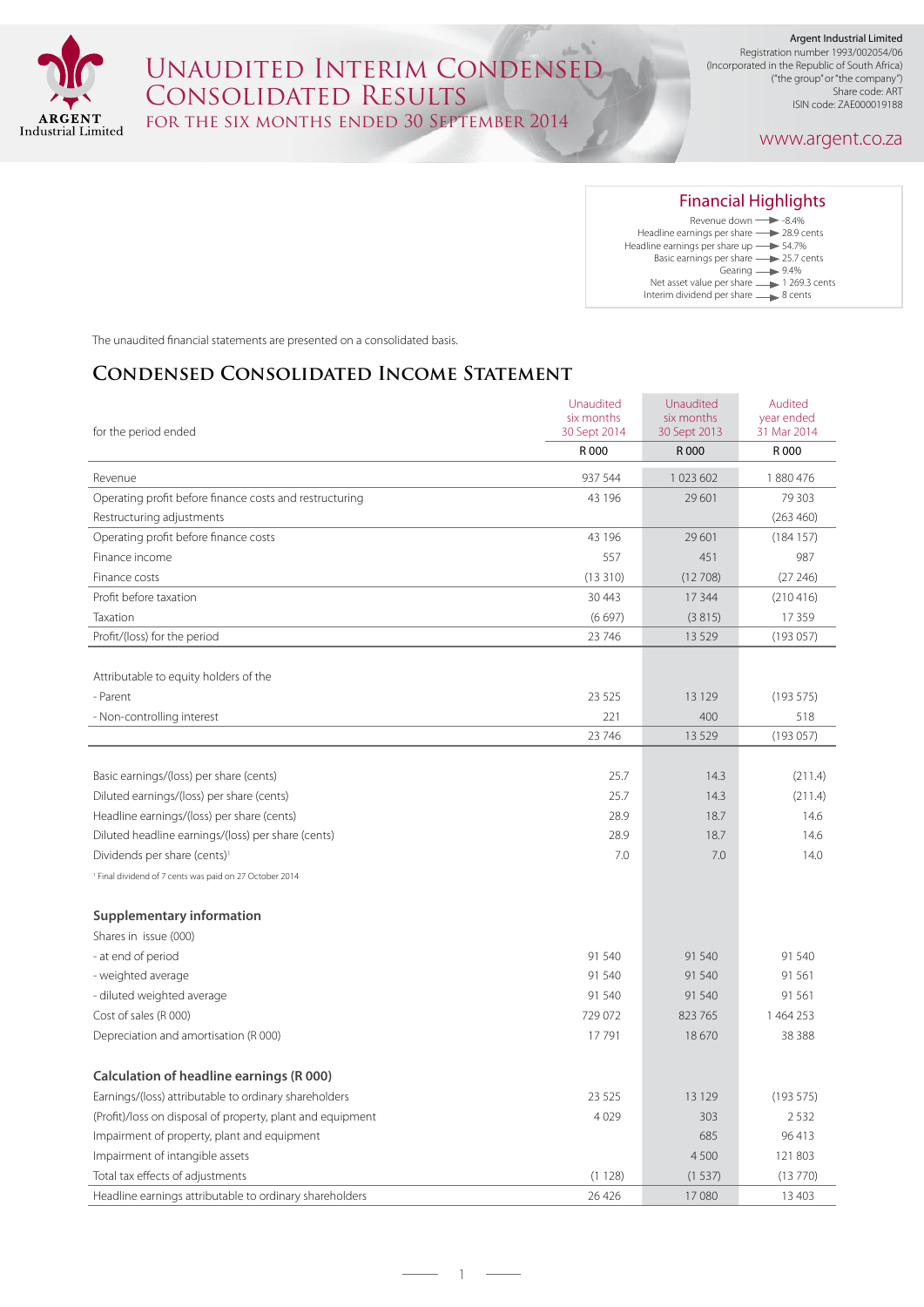# Unaudited Interim Condensed Consolidated Results

## For the six months ended 30 September 2014

**Argent Industrial Limited**
Registration number 1993/002054/06
(Incorporated in the Republic of South Africa)
("the group" or "the company")
Share code: ART
ISIN code: ZAE000019188

www.argent.co.za

## Financial Highlights

- Revenue down → -8.4%
- Headline earnings per share → 28.9 cents
- Headline earnings per share up → 54.7%
- Basic earnings per share → 25.7 cents
- Gearing → 9.4%
- Net asset value per share → 1 269.3 cents
- Interim dividend per share → 8 cents

The unaudited financial statements are presented on a consolidated basis.

## Condensed Consolidated Income Statement

| for the period ended | Unaudited six months 30 Sept 2014 | Unaudited six months 30 Sept 2013 | Audited year ended 31 Mar 2014 |
|---|---|---|---|
| | R 000 | R 000 | R 000 |
| Revenue | 937 544 | 1 023 602 | 1 880 476 |
| Operating profit before finance costs and restructuring | 43 196 | 29 601 | 79 303 |
| Restructuring adjustments | | | (263 460) |
| Operating profit before finance costs | 43 196 | 29 601 | (184 157) |
| Finance income | 557 | 451 | 987 |
| Finance costs | (13 310) | (12 708) | (27 246) |
| Profit before taxation | 30 443 | 17 344 | (210 416) |
| Taxation | (6 697) | (3 815) | 17 359 |
| Profit/(loss) for the period | 23 746 | 13 529 | (193 057) |
| | | | |
| Attributable to equity holders of the | | | |
| - Parent | 23 525 | 13 129 | (193 575) |
| - Non-controlling interest | 221 | 400 | 518 |
| | 23 746 | 13 529 | (193 057) |
| | | | |
| Basic earnings/(loss) per share (cents) | 25.7 | 14.3 | (211.4) |
| Diluted earnings/(loss) per share (cents) | 25.7 | 14.3 | (211.4) |
| Headline earnings/(loss) per share (cents) | 28.9 | 18.7 | 14.6 |
| Diluted headline earnings/(loss) per share (cents) | 28.9 | 18.7 | 14.6 |
| Dividends per share (cents)[1] | 7.0 | 7.0 | 14.0 |

[1] Final dividend of 7 cents was paid on 27 October 2014

### Supplementary information

| | | | |
|---|---|---|---|
| Shares in issue (000) | | | |
| - at end of period | 91 540 | 91 540 | 91 540 |
| - weighted average | 91 540 | 91 540 | 91 561 |
| - diluted weighted average | 91 540 | 91 540 | 91 561 |
| Cost of sales (R 000) | 729 072 | 823 765 | 1 464 253 |
| Depreciation and amortisation (R 000) | 17 791 | 18 670 | 38 388 |

### Calculation of headline earnings (R 000)

| | | | |
|---|---|---|---|
| Earnings/(loss) attributable to ordinary shareholders | 23 525 | 13 129 | (193 575) |
| (Profit)/loss on disposal of property, plant and equipment | 4 029 | 303 | 2 532 |
| Impairment of property, plant and equipment | | 685 | 96 413 |
| Impairment of intangible assets | | 4 500 | 121 803 |
| Total tax effects of adjustments | (1 128) | (1 537) | (13 770) |
| Headline earnings attributable to ordinary shareholders | 26 426 | 17 080 | 13 403 |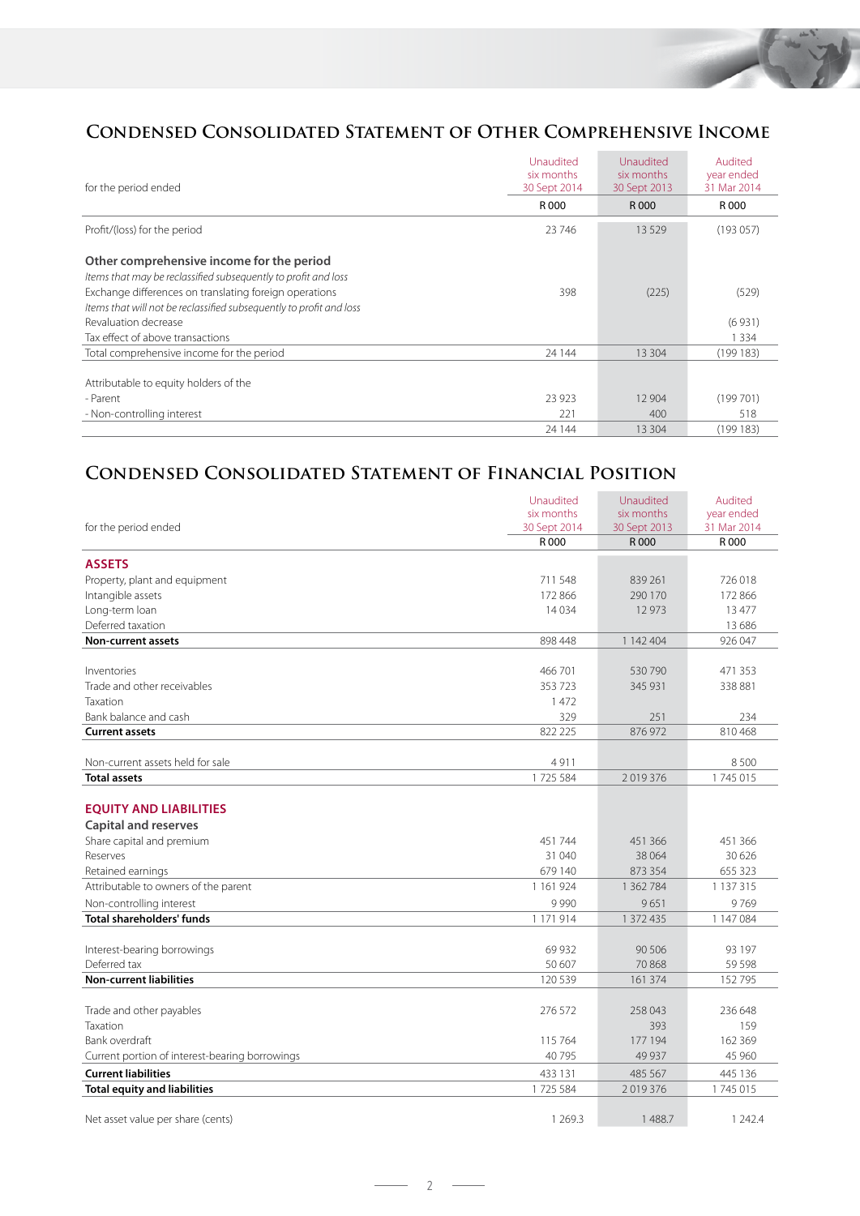## Condensed Consolidated Statement of Other Comprehensive Income

| for the period ended | Unaudited six months 30 Sept 2014 | Unaudited six months 30 Sept 2013 | Audited year ended 31 Mar 2014 |
|---|---|---|---|
| | R 000 | R 000 | R 000 |
| Profit/(loss) for the period | 23 746 | 13 529 | (193 057) |
| **Other comprehensive income for the period** | | | |
| *Items that may be reclassified subsequently to profit and loss* | | | |
| Exchange differences on translating foreign operations | 398 | (225) | (529) |
| *Items that will not be reclassified subsequently to profit and loss* | | | |
| Revaluation decrease | | | (6 931) |
| Tax effect of above transactions | | | 1 334 |
| Total comprehensive income for the period | 24 144 | 13 304 | (199 183) |
| Attributable to equity holders of the | | | |
| - Parent | 23 923 | 12 904 | (199 701) |
| - Non-controlling interest | 221 | 400 | 518 |
| | 24 144 | 13 304 | (199 183) |

## Condensed Consolidated Statement of Financial Position

| for the period ended | Unaudited six months 30 Sept 2014 | Unaudited six months 30 Sept 2013 | Audited year ended 31 Mar 2014 |
|---|---|---|---|
| | R 000 | R 000 | R 000 |
| **ASSETS** | | | |
| Property, plant and equipment | 711 548 | 839 261 | 726 018 |
| Intangible assets | 172 866 | 290 170 | 172 866 |
| Long-term loan | 14 034 | 12 973 | 13 477 |
| Deferred taxation | | | 13 686 |
| **Non-current assets** | 898 448 | 1 142 404 | 926 047 |
| Inventories | 466 701 | 530 790 | 471 353 |
| Trade and other receivables | 353 723 | 345 931 | 338 881 |
| Taxation | 1 472 | | |
| Bank balance and cash | 329 | 251 | 234 |
| **Current assets** | 822 225 | 876 972 | 810 468 |
| Non-current assets held for sale | 4 911 | | 8 500 |
| **Total assets** | 1 725 584 | 2 019 376 | 1 745 015 |
| **EQUITY AND LIABILITIES** | | | |
| **Capital and reserves** | | | |
| Share capital and premium | 451 744 | 451 366 | 451 366 |
| Reserves | 31 040 | 38 064 | 30 626 |
| Retained earnings | 679 140 | 873 354 | 655 323 |
| Attributable to owners of the parent | 1 161 924 | 1 362 784 | 1 137 315 |
| Non-controlling interest | 9 990 | 9 651 | 9 769 |
| **Total shareholders' funds** | 1 171 914 | 1 372 435 | 1 147 084 |
| Interest-bearing borrowings | 69 932 | 90 506 | 93 197 |
| Deferred tax | 50 607 | 70 868 | 59 598 |
| **Non-current liabilities** | 120 539 | 161 374 | 152 795 |
| Trade and other payables | 276 572 | 258 043 | 236 648 |
| Taxation | | 393 | 159 |
| Bank overdraft | 115 764 | 177 194 | 162 369 |
| Current portion of interest-bearing borrowings | 40 795 | 49 937 | 45 960 |
| **Current liabilities** | 433 131 | 485 567 | 445 136 |
| **Total equity and liabilities** | 1 725 584 | 2 019 376 | 1 745 015 |
| Net asset value per share (cents) | 1 269.3 | 1 488.7 | 1 242.4 |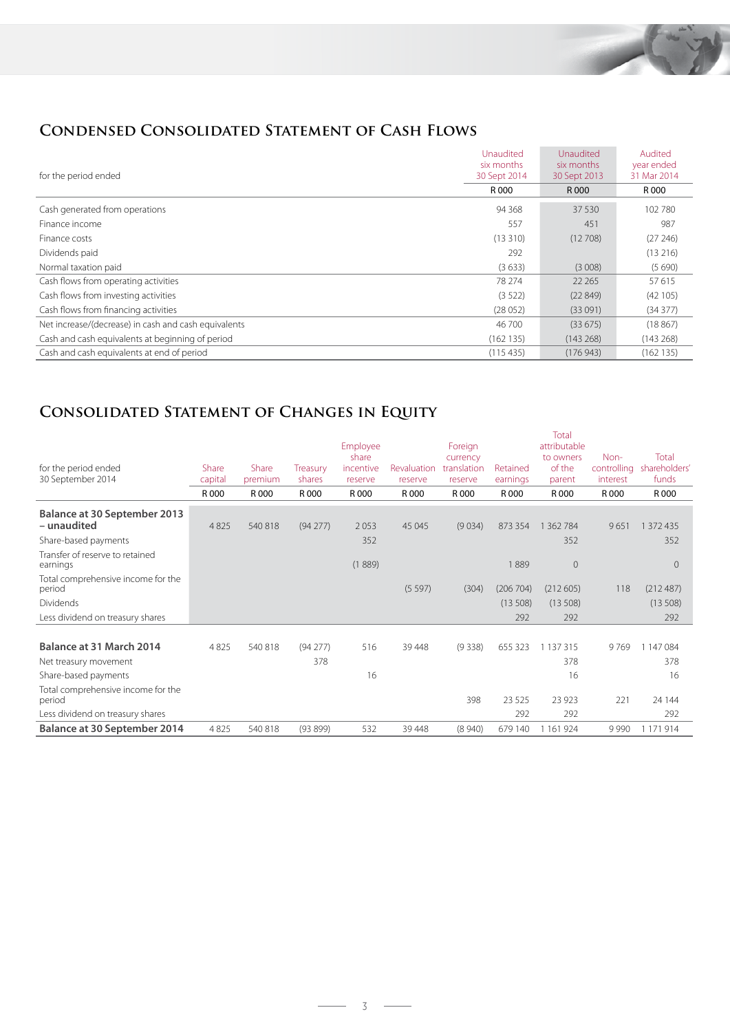## Condensed Consolidated Statement of Cash Flows

| for the period ended | Unaudited six months 30 Sept 2014 | Unaudited six months 30 Sept 2013 | Audited year ended 31 Mar 2014 |
|---|---|---|---|
| | R 000 | R 000 | R 000 |
| Cash generated from operations | 94 368 | 37 530 | 102 780 |
| Finance income | 557 | 451 | 987 |
| Finance costs | (13 310) | (12 708) | (27 246) |
| Dividends paid | 292 | | (13 216) |
| Normal taxation paid | (3 633) | (3 008) | (5 690) |
| Cash flows from operating activities | 78 274 | 22 265 | 57 615 |
| Cash flows from investing activities | (3 522) | (22 849) | (42 105) |
| Cash flows from financing activities | (28 052) | (33 091) | (34 377) |
| Net increase/(decrease) in cash and cash equivalents | 46 700 | (33 675) | (18 867) |
| Cash and cash equivalents at beginning of period | (162 135) | (143 268) | (143 268) |
| Cash and cash equivalents at end of period | (115 435) | (176 943) | (162 135) |

## Consolidated Statement of Changes in Equity

| for the period ended 30 September 2014 | Share capital | Share premium | Treasury shares | Employee share incentive reserve | Revaluation reserve | Foreign currency translation reserve | Retained earnings | Total attributable to owners of the parent | Non-controlling interest | Total shareholders' funds |
|---|---|---|---|---|---|---|---|---|---|---|
| | R 000 | R 000 | R 000 | R 000 | R 000 | R 000 | R 000 | R 000 | R 000 | R 000 |
| **Balance at 30 September 2013 – unaudited** | 4 825 | 540 818 | (94 277) | 2 053 | 45 045 | (9 034) | 873 354 | 1 362 784 | 9 651 | 1 372 435 |
| Share-based payments | | | | 352 | | | | 352 | | 352 |
| Transfer of reserve to retained earnings | | | | (1 889) | | | 1 889 | 0 | | 0 |
| Total comprehensive income for the period | | | | | (5 597) | (304) | (206 704) | (212 605) | 118 | (212 487) |
| Dividends | | | | | | | (13 508) | (13 508) | | (13 508) |
| Less dividend on treasury shares | | | | | | | 292 | 292 | | 292 |
| **Balance at 31 March 2014** | 4 825 | 540 818 | (94 277) | 516 | 39 448 | (9 338) | 655 323 | 1 137 315 | 9 769 | 1 147 084 |
| Net treasury movement | | | 378 | | | | | 378 | | 378 |
| Share-based payments | | | | 16 | | | | 16 | | 16 |
| Total comprehensive income for the period | | | | | | 398 | 23 525 | 23 923 | 221 | 24 144 |
| Less dividend on treasury shares | | | | | | | 292 | 292 | | 292 |
| **Balance at 30 September 2014** | 4 825 | 540 818 | (93 899) | 532 | 39 448 | (8 940) | 679 140 | 1 161 924 | 9 990 | 1 171 914 |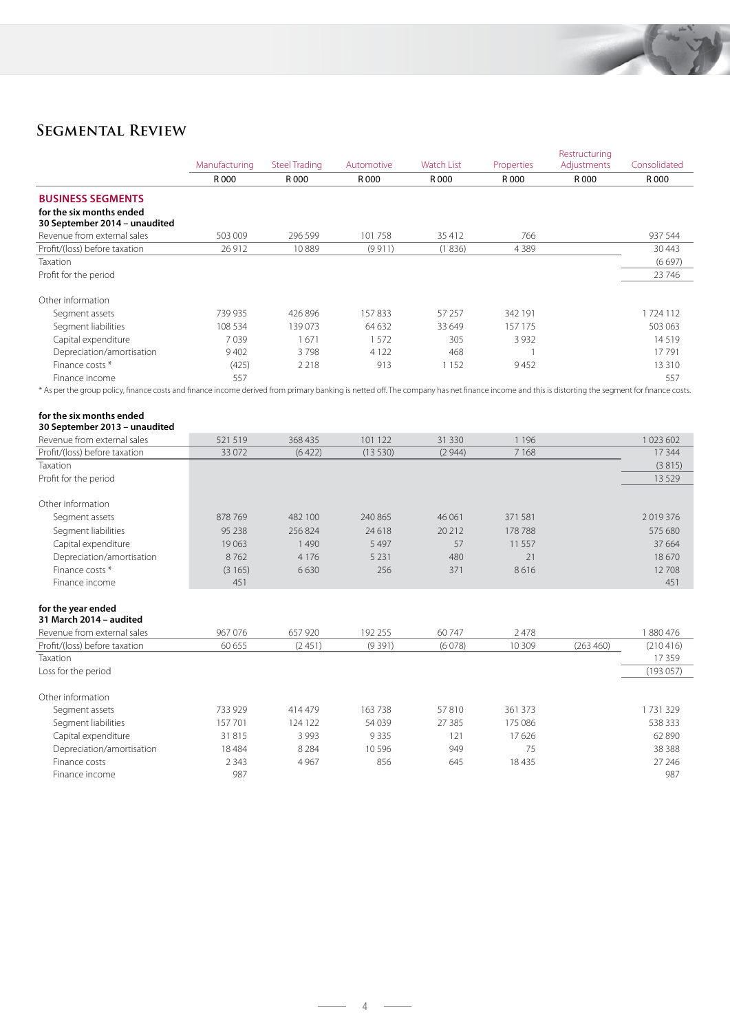## Segmental Review

| | Manufacturing | Steel Trading | Automotive | Watch List | Properties | Restructuring Adjustments | Consolidated |
|---|---|---|---|---|---|---|---|
| | R 000 | R 000 | R 000 | R 000 | R 000 | R 000 | R 000 |
| **BUSINESS SEGMENTS** | | | | | | | |
| **for the six months ended 30 September 2014 – unaudited** | | | | | | | |
| Revenue from external sales | 503 009 | 296 599 | 101 758 | 35 412 | 766 | | 937 544 |
| Profit/(loss) before taxation | 26 912 | 10 889 | (9 911) | (1 836) | 4 389 | | 30 443 |
| Taxation | | | | | | | (6 697) |
| Profit for the period | | | | | | | 23 746 |
| Other information | | | | | | | |
| Segment assets | 739 935 | 426 896 | 157 833 | 57 257 | 342 191 | | 1 724 112 |
| Segment liabilities | 108 534 | 139 073 | 64 632 | 33 649 | 157 175 | | 503 063 |
| Capital expenditure | 7 039 | 1 671 | 1 572 | 305 | 3 932 | | 14 519 |
| Depreciation/amortisation | 9 402 | 3 798 | 4 122 | 468 | 1 | | 17 791 |
| Finance costs * | (425) | 2 218 | 913 | 1 152 | 9 452 | | 13 310 |
| Finance income | 557 | | | | | | 557 |

* As per the group policy, finance costs and finance income derived from primary banking is netted off. The company has net finance income and this is distorting the segment for finance costs.

| | Manufacturing | Steel Trading | Automotive | Watch List | Properties | Restructuring Adjustments | Consolidated |
|---|---|---|---|---|---|---|---|
| **for the six months ended 30 September 2013 – unaudited** | | | | | | | |
| Revenue from external sales | 521 519 | 368 435 | 101 122 | 31 330 | 1 196 | | 1 023 602 |
| Profit/(loss) before taxation | 33 072 | (6 422) | (13 530) | (2 944) | 7 168 | | 17 344 |
| Taxation | | | | | | | (3 815) |
| Profit for the period | | | | | | | 13 529 |
| Other information | | | | | | | |
| Segment assets | 878 769 | 482 100 | 240 865 | 46 061 | 371 581 | | 2 019 376 |
| Segment liabilities | 95 238 | 256 824 | 24 618 | 20 212 | 178 788 | | 575 680 |
| Capital expenditure | 19 063 | 1 490 | 5 497 | 57 | 11 557 | | 37 664 |
| Depreciation/amortisation | 8 762 | 4 176 | 5 231 | 480 | 21 | | 18 670 |
| Finance costs * | (3 165) | 6 630 | 256 | 371 | 8 616 | | 12 708 |
| Finance income | 451 | | | | | | 451 |
| **for the year ended 31 March 2014 – audited** | | | | | | | |
| Revenue from external sales | 967 076 | 657 920 | 192 255 | 60 747 | 2 478 | | 1 880 476 |
| Profit/(loss) before taxation | 60 655 | (2 451) | (9 391) | (6 078) | 10 309 | (263 460) | (210 416) |
| Taxation | | | | | | | 17 359 |
| Loss for the period | | | | | | | (193 057) |
| Other information | | | | | | | |
| Segment assets | 733 929 | 414 479 | 163 738 | 57 810 | 361 373 | | 1 731 329 |
| Segment liabilities | 157 701 | 124 122 | 54 039 | 27 385 | 175 086 | | 538 333 |
| Capital expenditure | 31 815 | 3 993 | 9 335 | 121 | 17 626 | | 62 890 |
| Depreciation/amortisation | 18 484 | 8 284 | 10 596 | 949 | 75 | | 38 388 |
| Finance costs | 2 343 | 4 967 | 856 | 645 | 18 435 | | 27 246 |
| Finance income | 987 | | | | | | 987 |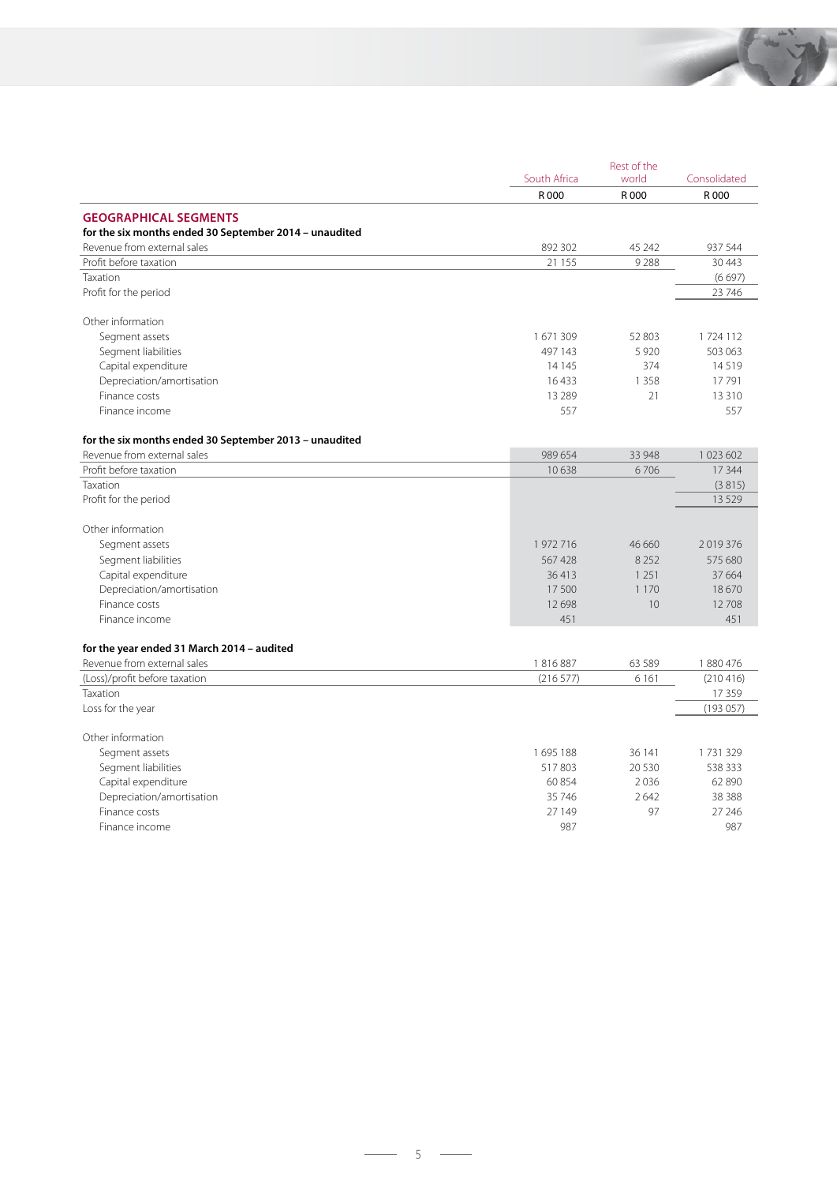## GEOGRAPHICAL SEGMENTS

| | South Africa | Rest of the world | Consolidated |
|---|---|---|---|
| | R 000 | R 000 | R 000 |
| **for the six months ended 30 September 2014 – unaudited** | | | |
| Revenue from external sales | 892 302 | 45 242 | 937 544 |
| Profit before taxation | 21 155 | 9 288 | 30 443 |
| Taxation | | | (6 697) |
| Profit for the period | | | 23 746 |
| Other information | | | |
| Segment assets | 1 671 309 | 52 803 | 1 724 112 |
| Segment liabilities | 497 143 | 5 920 | 503 063 |
| Capital expenditure | 14 145 | 374 | 14 519 |
| Depreciation/amortisation | 16 433 | 1 358 | 17 791 |
| Finance costs | 13 289 | 21 | 13 310 |
| Finance income | 557 | | 557 |
| **for the six months ended 30 September 2013 – unaudited** | | | |
| Revenue from external sales | 989 654 | 33 948 | 1 023 602 |
| Profit before taxation | 10 638 | 6 706 | 17 344 |
| Taxation | | | (3 815) |
| Profit for the period | | | 13 529 |
| Other information | | | |
| Segment assets | 1 972 716 | 46 660 | 2 019 376 |
| Segment liabilities | 567 428 | 8 252 | 575 680 |
| Capital expenditure | 36 413 | 1 251 | 37 664 |
| Depreciation/amortisation | 17 500 | 1 170 | 18 670 |
| Finance costs | 12 698 | 10 | 12 708 |
| Finance income | 451 | | 451 |
| **for the year ended 31 March 2014 – audited** | | | |
| Revenue from external sales | 1 816 887 | 63 589 | 1 880 476 |
| (Loss)/profit before taxation | (216 577) | 6 161 | (210 416) |
| Taxation | | | 17 359 |
| Loss for the year | | | (193 057) |
| Other information | | | |
| Segment assets | 1 695 188 | 36 141 | 1 731 329 |
| Segment liabilities | 517 803 | 20 530 | 538 333 |
| Capital expenditure | 60 854 | 2 036 | 62 890 |
| Depreciation/amortisation | 35 746 | 2 642 | 38 388 |
| Finance costs | 27 149 | 97 | 27 246 |
| Finance income | 987 | | 987 |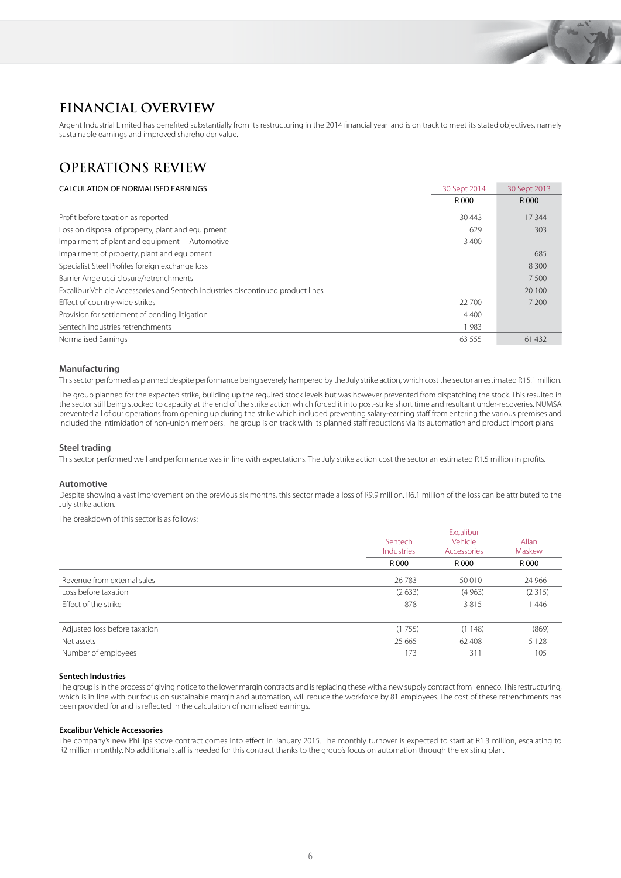# FINANCIAL OVERVIEW

Argent Industrial Limited has benefited substantially from its restructuring in the 2014 financial year and is on track to meet its stated objectives, namely sustainable earnings and improved shareholder value.

# OPERATIONS REVIEW

| CALCULATION OF NORMALISED EARNINGS | 30 Sept 2014 | 30 Sept 2013 |
|---|---|---|
| | R 000 | R 000 |
| Profit before taxation as reported | 30 443 | 17 344 |
| Loss on disposal of property, plant and equipment | 629 | 303 |
| Impairment of plant and equipment – Automotive | 3 400 | |
| Impairment of property, plant and equipment | | 685 |
| Specialist Steel Profiles foreign exchange loss | | 8 300 |
| Barrier Angelucci closure/retrenchments | | 7 500 |
| Excalibur Vehicle Accessories and Sentech Industries discontinued product lines | | 20 100 |
| Effect of country-wide strikes | 22 700 | 7 200 |
| Provision for settlement of pending litigation | 4 400 | |
| Sentech Industries retrenchments | 1 983 | |
| Normalised Earnings | 63 555 | 61 432 |

### Manufacturing

This sector performed as planned despite performance being severely hampered by the July strike action, which cost the sector an estimated R15.1 million.

The group planned for the expected strike, building up the required stock levels but was however prevented from dispatching the stock. This resulted in the sector still being stocked to capacity at the end of the strike action which forced it into post-strike short time and resultant under-recoveries. NUMSA prevented all of our operations from opening up during the strike which included preventing salary-earning staff from entering the various premises and included the intimidation of non-union members. The group is on track with its planned staff reductions via its automation and product import plans.

### Steel trading

This sector performed well and performance was in line with expectations. The July strike action cost the sector an estimated R1.5 million in profits.

### Automotive

Despite showing a vast improvement on the previous six months, this sector made a loss of R9.9 million. R6.1 million of the loss can be attributed to the July strike action.

The breakdown of this sector is as follows:

| | Sentech Industries | Excalibur Vehicle Accessories | Allan Maskew |
|---|---|---|---|
| | R 000 | R 000 | R 000 |
| Revenue from external sales | 26 783 | 50 010 | 24 966 |
| Loss before taxation | (2 633) | (4 963) | (2 315) |
| Effect of the strike | 878 | 3 815 | 1 446 |
| Adjusted loss before taxation | (1 755) | (1 148) | (869) |
| Net assets | 25 665 | 62 408 | 5 128 |
| Number of employees | 173 | 311 | 105 |

**Sentech Industries**

The group is in the process of giving notice to the lower margin contracts and is replacing these with a new supply contract from Tenneco. This restructuring, which is in line with our focus on sustainable margin and automation, will reduce the workforce by 81 employees. The cost of these retrenchments has been provided for and is reflected in the calculation of normalised earnings.

**Excalibur Vehicle Accessories**

The company's new Phillips stove contract comes into effect in January 2015. The monthly turnover is expected to start at R1.3 million, escalating to R2 million monthly. No additional staff is needed for this contract thanks to the group's focus on automation through the existing plan.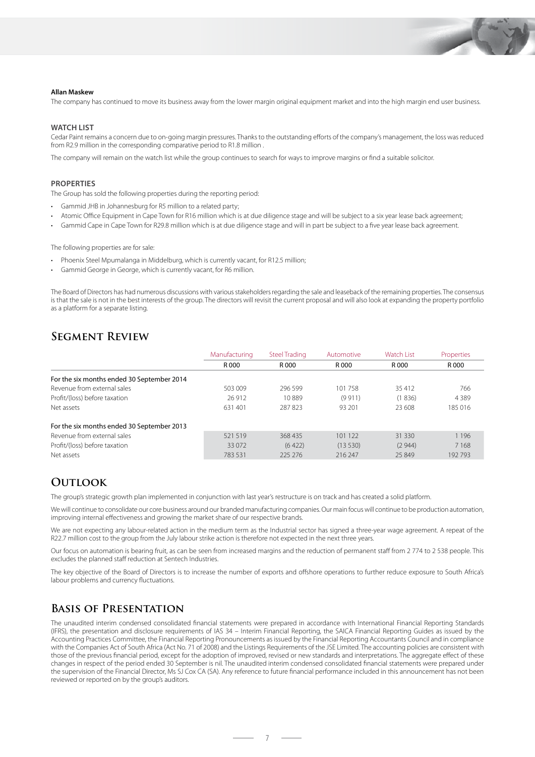**Allan Maskew**

The company has continued to move its business away from the lower margin original equipment market and into the high margin end user business.

### WATCH LIST

Cedar Paint remains a concern due to on-going margin pressures. Thanks to the outstanding efforts of the company's management, the loss was reduced from R2.9 million in the corresponding comparative period to R1.8 million .

The company will remain on the watch list while the group continues to search for ways to improve margins or find a suitable solicitor.

### PROPERTIES

The Group has sold the following properties during the reporting period:

- Gammid JHB in Johannesburg for R5 million to a related party;
- Atomic Office Equipment in Cape Town for R16 million which is at due diligence stage and will be subject to a six year lease back agreement;
- Gammid Cape in Cape Town for R29.8 million which is at due diligence stage and will in part be subject to a five year lease back agreement.

The following properties are for sale:

- Phoenix Steel Mpumalanga in Middelburg, which is currently vacant, for R12.5 million;
- Gammid George in George, which is currently vacant, for R6 million.

The Board of Directors has had numerous discussions with various stakeholders regarding the sale and leaseback of the remaining properties. The consensus is that the sale is not in the best interests of the group. The directors will revisit the current proposal and will also look at expanding the property portfolio as a platform for a separate listing.

## Segment Review

| | Manufacturing | Steel Trading | Automotive | Watch List | Properties |
|---|---|---|---|---|---|
| | R 000 | R 000 | R 000 | R 000 | R 000 |
| For the six months ended 30 September 2014 | | | | | |
| Revenue from external sales | 503 009 | 296 599 | 101 758 | 35 412 | 766 |
| Profit/(loss) before taxation | 26 912 | 10 889 | (9 911) | (1 836) | 4 389 |
| Net assets | 631 401 | 287 823 | 93 201 | 23 608 | 185 016 |
| For the six months ended 30 September 2013 | | | | | |
| Revenue from external sales | 521 519 | 368 435 | 101 122 | 31 330 | 1 196 |
| Profit/(loss) before taxation | 33 072 | (6 422) | (13 530) | (2 944) | 7 168 |
| Net assets | 783 531 | 225 276 | 216 247 | 25 849 | 192 793 |

## Outlook

The group's strategic growth plan implemented in conjunction with last year's restructure is on track and has created a solid platform.

We will continue to consolidate our core business around our branded manufacturing companies. Our main focus will continue to be production automation, improving internal effectiveness and growing the market share of our respective brands.

We are not expecting any labour-related action in the medium term as the Industrial sector has signed a three-year wage agreement. A repeat of the R22.7 million cost to the group from the July labour strike action is therefore not expected in the next three years.

Our focus on automation is bearing fruit, as can be seen from increased margins and the reduction of permanent staff from 2 774 to 2 538 people. This excludes the planned staff reduction at Sentech Industries.

The key objective of the Board of Directors is to increase the number of exports and offshore operations to further reduce exposure to South Africa's labour problems and currency fluctuations.

## Basis of Presentation

The unaudited interim condensed consolidated financial statements were prepared in accordance with International Financial Reporting Standards (IFRS), the presentation and disclosure requirements of IAS 34 – Interim Financial Reporting, the SAICA Financial Reporting Guides as issued by the Accounting Practices Committee, the Financial Reporting Pronouncements as issued by the Financial Reporting Accountants Council and in compliance with the Companies Act of South Africa (Act No. 71 of 2008) and the Listings Requirements of the JSE Limited. The accounting policies are consistent with those of the previous financial period, except for the adoption of improved, revised or new standards and interpretations. The aggregate effect of these changes in respect of the period ended 30 September is nil. The unaudited interim condensed consolidated financial statements were prepared under the supervision of the Financial Director, Ms SJ Cox CA (SA). Any reference to future financial performance included in this announcement has not been reviewed or reported on by the group's auditors.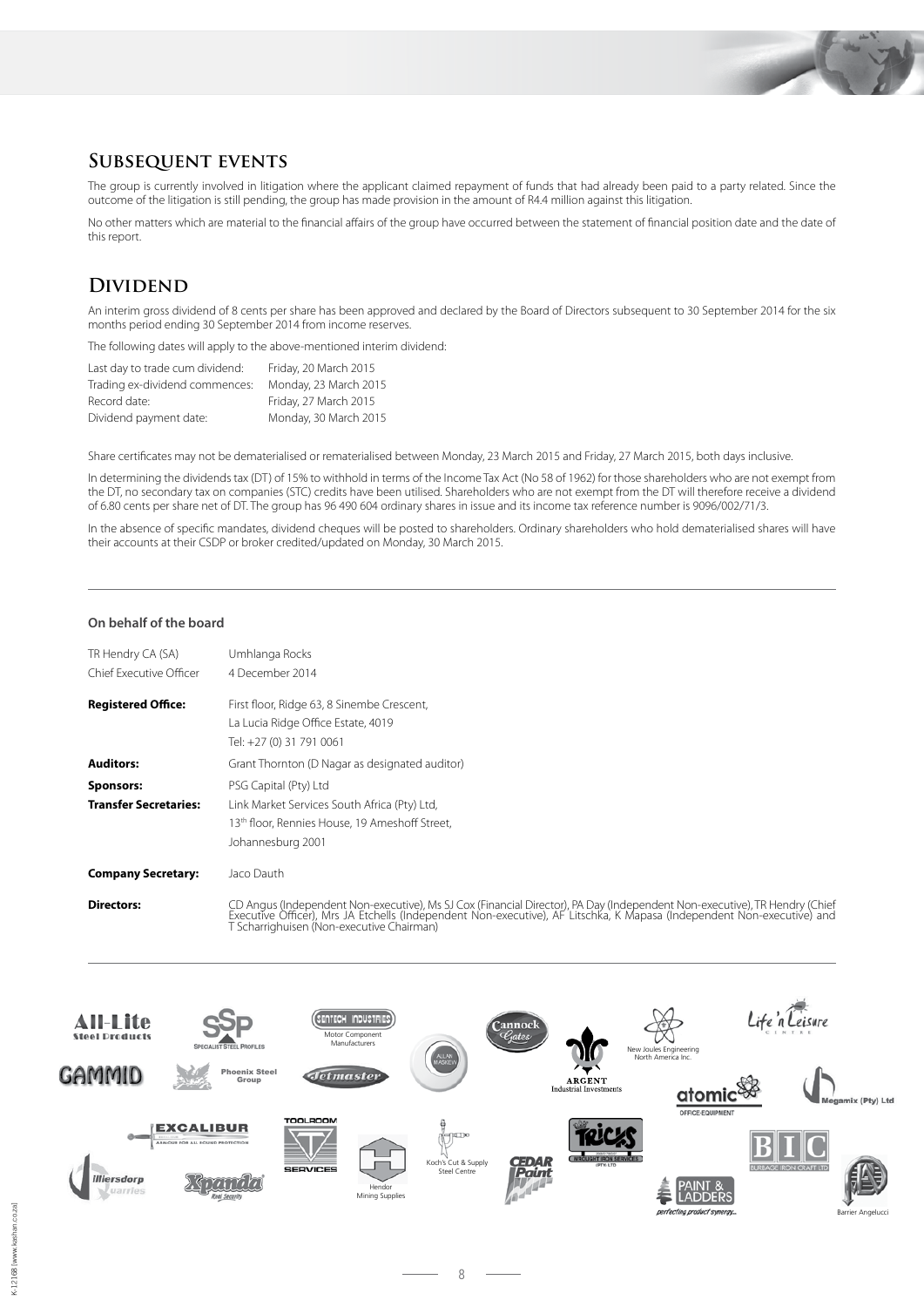## Subsequent events

The group is currently involved in litigation where the applicant claimed repayment of funds that had already been paid to a party related. Since the outcome of the litigation is still pending, the group has made provision in the amount of R4.4 million against this litigation.

No other matters which are material to the financial affairs of the group have occurred between the statement of financial position date and the date of this report.

## Dividend

An interim gross dividend of 8 cents per share has been approved and declared by the Board of Directors subsequent to 30 September 2014 for the six months period ending 30 September 2014 from income reserves.

The following dates will apply to the above-mentioned interim dividend:

| | |
|---|---|
| Last day to trade cum dividend: | Friday, 20 March 2015 |
| Trading ex-dividend commences: | Monday, 23 March 2015 |
| Record date: | Friday, 27 March 2015 |
| Dividend payment date: | Monday, 30 March 2015 |

Share certificates may not be dematerialised or rematerialised between Monday, 23 March 2015 and Friday, 27 March 2015, both days inclusive.

In determining the dividends tax (DT) of 15% to withhold in terms of the Income Tax Act (No 58 of 1962) for those shareholders who are not exempt from the DT, no secondary tax on companies (STC) credits have been utilised. Shareholders who are not exempt from the DT will therefore receive a dividend of 6.80 cents per share net of DT. The group has 96 490 604 ordinary shares in issue and its income tax reference number is 9096/002/71/3.

In the absence of specific mandates, dividend cheques will be posted to shareholders. Ordinary shareholders who hold dematerialised shares will have their accounts at their CSDP or broker credited/updated on Monday, 30 March 2015.

**On behalf of the board**

TR Hendry CA (SA)
Chief Executive Officer

Umhlanga Rocks
4 December 2014

**Registered Office:** First floor, Ridge 63, 8 Sinembe Crescent, La Lucia Ridge Office Estate, 4019
Tel: +27 (0) 31 791 0061

**Auditors:** Grant Thornton (D Nagar as designated auditor)

**Sponsors:** PSG Capital (Pty) Ltd

**Transfer Secretaries:** Link Market Services South Africa (Pty) Ltd, 13th floor, Rennies House, 19 Ameshoff Street, Johannesburg 2001

**Company Secretary:** Jaco Dauth

**Directors:** CD Angus (Independent Non-executive), Ms SJ Cox (Financial Director), PA Day (Independent Non-executive), TR Hendry (Chief Executive Officer), Mrs JA Etchells (Independent Non-executive), AF Litschka, K Mapasa (Independent Non-executive) and T Scharrighuisen (Non-executive Chairman)

K-12168 [www.kashan.co.za]